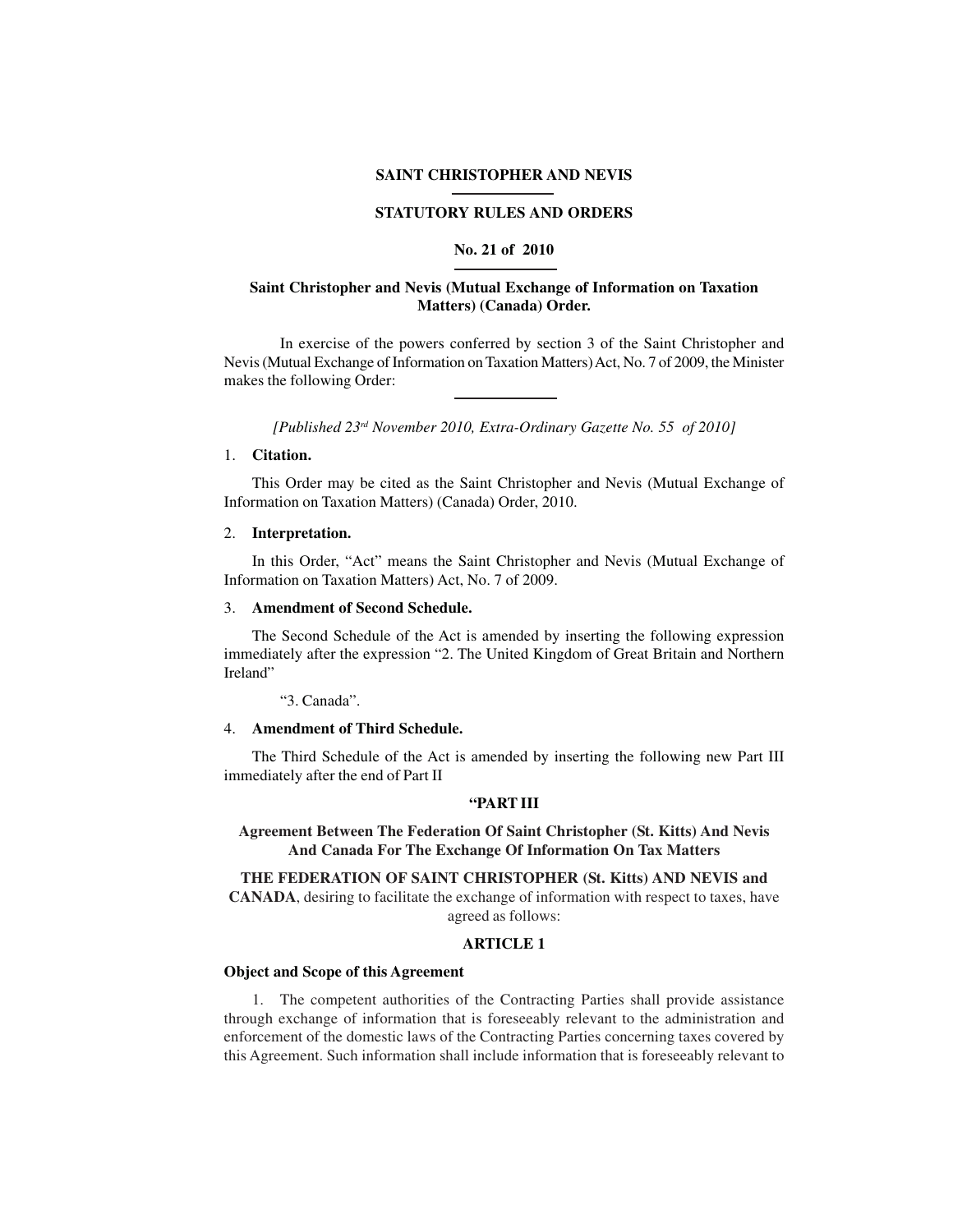# SAINT CHRISTOPHER AND NEVIS

## STATUTORY RULES AND ORDERS

## No. 21 of 2010

### Saint Christopher and Nevis (Mutual Exchange of Information on Taxation Matters) (Canada) Order.

In exercise of the powers conferred by section 3 of the Saint Christopher and Nevis (Mutual Exchange of Information on Taxation Matters) Act, No. 7 of 2009, the Minister makes the following Order:

*[Published 23rd November 2010, Extra-Ordinary Gazette No. 55 of 2010]*

1. **Citation.**

This Order may be cited as the Saint Christopher and Nevis (Mutual Exchange of Information on Taxation Matters) (Canada) Order, 2010.

2. **Interpretation.**

In this Order, "Act" means the Saint Christopher and Nevis (Mutual Exchange of Information on Taxation Matters) Act, No. 7 of 2009.

3. **Amendment of Second Schedule.**

The Second Schedule of the Act is amended by inserting the following expression immediately after the expression "2. The United Kingdom of Great Britain and Northern Ireland"

"3. Canada".

4. **Amendment of Third Schedule.**

The Third Schedule of the Act is amended by inserting the following new Part III immediately after the end of Part II

**"PART III**

**Agreement Between The Federation Of Saint Christopher (St. Kitts) And Nevis And Canada For The Exchange Of Information On Tax Matters**

**THE FEDERATION OF SAINT CHRISTOPHER (St. Kitts) AND NEVIS and CANADA**, desiring to facilitate the exchange of information with respect to taxes, have agreed as follows:

**ARTICLE 1**

**Object and Scope of this Agreement**

1. The competent authorities of the Contracting Parties shall provide assistance through exchange of information that is foreseeably relevant to the administration and enforcement of the domestic laws of the Contracting Parties concerning taxes covered by this Agreement. Such information shall include information that is foreseeably relevant to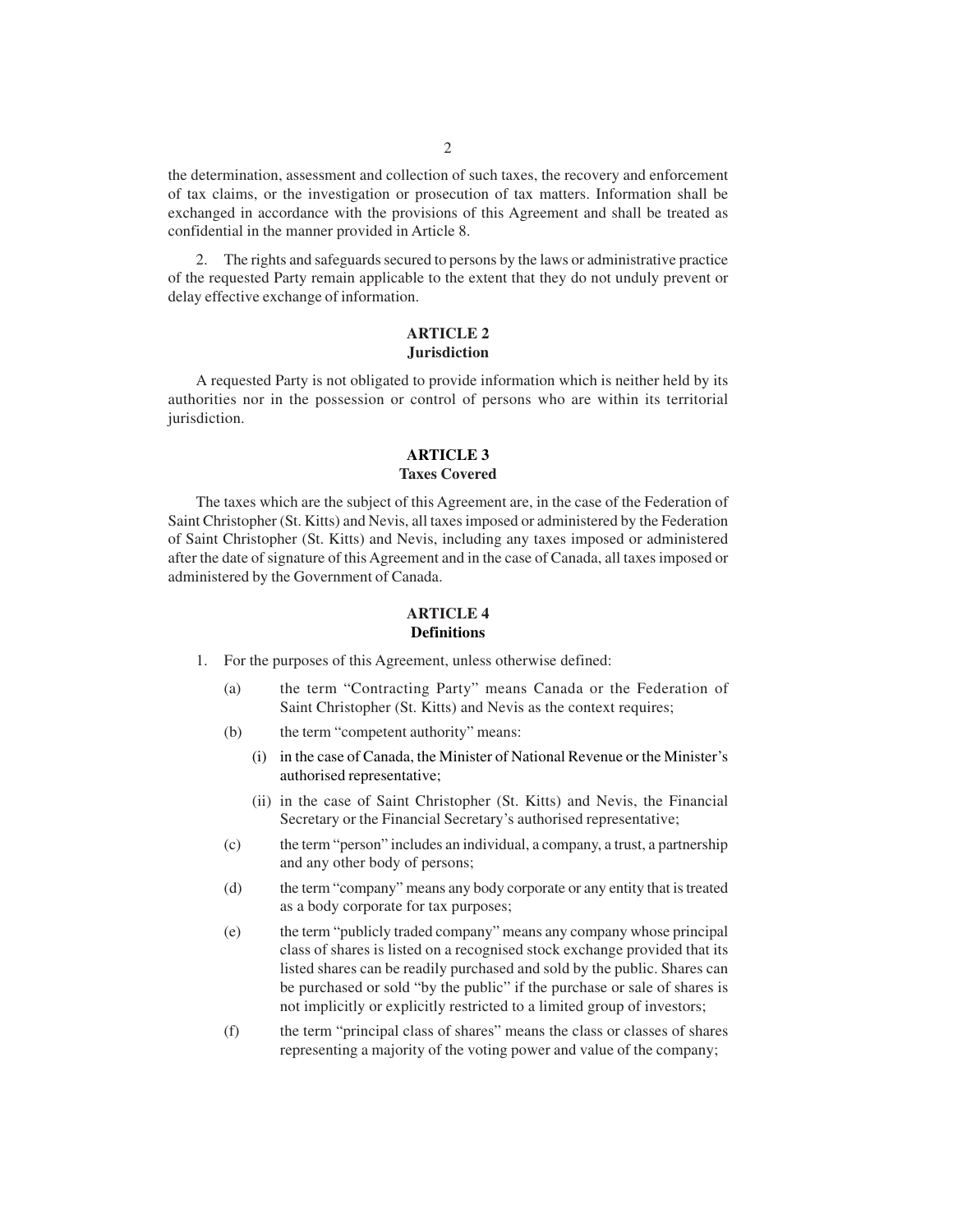the determination, assessment and collection of such taxes, the recovery and enforcement of tax claims, or the investigation or prosecution of tax matters. Information shall be exchanged in accordance with the provisions of this Agreement and shall be treated as confidential in the manner provided in Article 8.

2. The rights and safeguards secured to persons by the laws or administrative practice of the requested Party remain applicable to the extent that they do not unduly prevent or delay effective exchange of information.

## ARTICLE 2
## Jurisdiction

A requested Party is not obligated to provide information which is neither held by its authorities nor in the possession or control of persons who are within its territorial jurisdiction.

## ARTICLE 3
## Taxes Covered

The taxes which are the subject of this Agreement are, in the case of the Federation of Saint Christopher (St. Kitts) and Nevis, all taxes imposed or administered by the Federation of Saint Christopher (St. Kitts) and Nevis, including any taxes imposed or administered after the date of signature of this Agreement and in the case of Canada, all taxes imposed or administered by the Government of Canada.

## ARTICLE 4
## Definitions

1. For the purposes of this Agreement, unless otherwise defined:

   (a) the term "Contracting Party" means Canada or the Federation of Saint Christopher (St. Kitts) and Nevis as the context requires;

   (b) the term "competent authority" means:

      (i) in the case of Canada, the Minister of National Revenue or the Minister's authorised representative;

      (ii) in the case of Saint Christopher (St. Kitts) and Nevis, the Financial Secretary or the Financial Secretary's authorised representative;

   (c) the term "person" includes an individual, a company, a trust, a partnership and any other body of persons;

   (d) the term "company" means any body corporate or any entity that is treated as a body corporate for tax purposes;

   (e) the term "publicly traded company" means any company whose principal class of shares is listed on a recognised stock exchange provided that its listed shares can be readily purchased and sold by the public. Shares can be purchased or sold "by the public" if the purchase or sale of shares is not implicitly or explicitly restricted to a limited group of investors;

   (f) the term "principal class of shares" means the class or classes of shares representing a majority of the voting power and value of the company;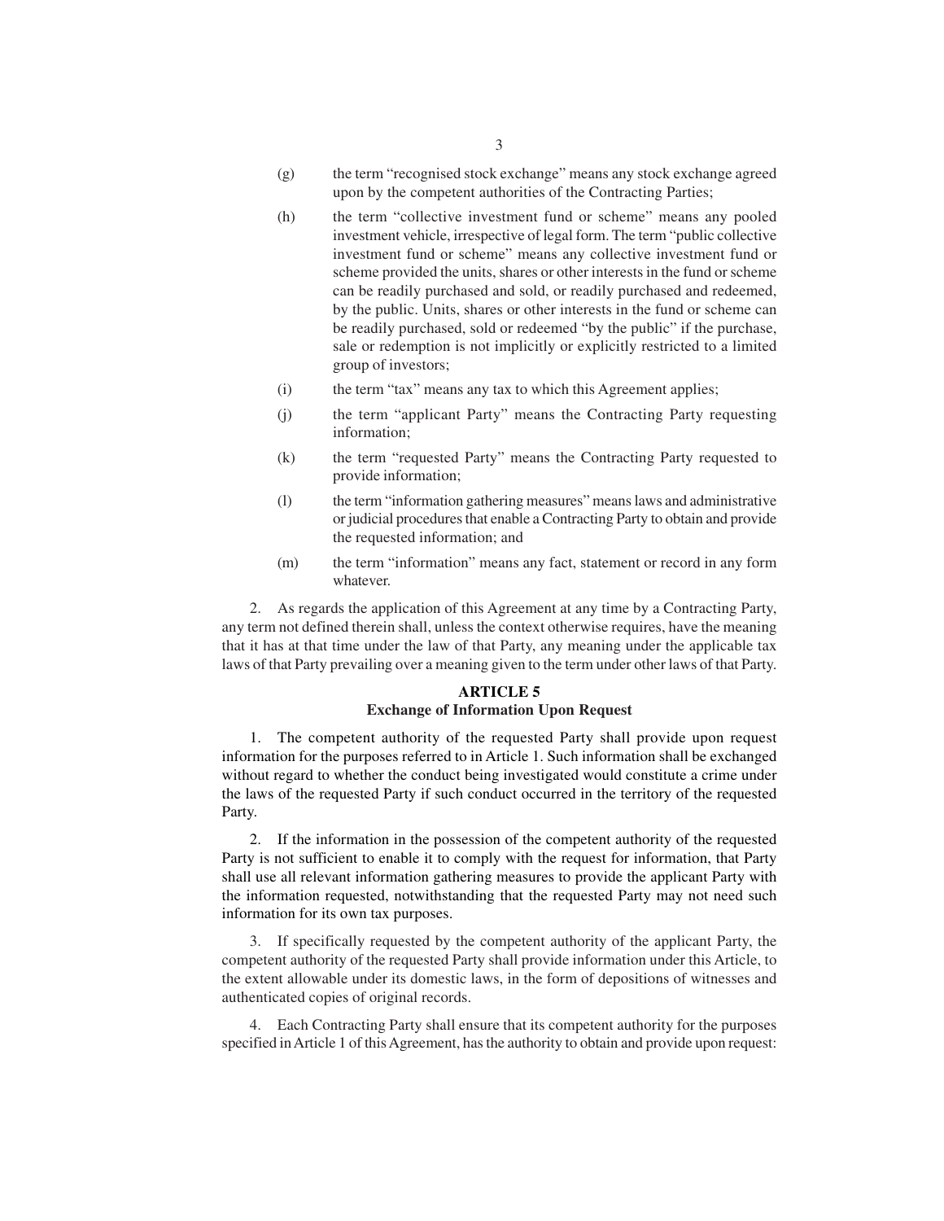(g) the term "recognised stock exchange" means any stock exchange agreed upon by the competent authorities of the Contracting Parties;

(h) the term "collective investment fund or scheme" means any pooled investment vehicle, irrespective of legal form. The term "public collective investment fund or scheme" means any collective investment fund or scheme provided the units, shares or other interests in the fund or scheme can be readily purchased and sold, or readily purchased and redeemed, by the public. Units, shares or other interests in the fund or scheme can be readily purchased, sold or redeemed "by the public" if the purchase, sale or redemption is not implicitly or explicitly restricted to a limited group of investors;

(i) the term "tax" means any tax to which this Agreement applies;

(j) the term "applicant Party" means the Contracting Party requesting information;

(k) the term "requested Party" means the Contracting Party requested to provide information;

(l) the term "information gathering measures" means laws and administrative or judicial procedures that enable a Contracting Party to obtain and provide the requested information; and

(m) the term "information" means any fact, statement or record in any form whatever.

2. As regards the application of this Agreement at any time by a Contracting Party, any term not defined therein shall, unless the context otherwise requires, have the meaning that it has at that time under the law of that Party, any meaning under the applicable tax laws of that Party prevailing over a meaning given to the term under other laws of that Party.

## ARTICLE 5
## Exchange of Information Upon Request

1. The competent authority of the requested Party shall provide upon request information for the purposes referred to in Article 1. Such information shall be exchanged without regard to whether the conduct being investigated would constitute a crime under the laws of the requested Party if such conduct occurred in the territory of the requested Party.

2. If the information in the possession of the competent authority of the requested Party is not sufficient to enable it to comply with the request for information, that Party shall use all relevant information gathering measures to provide the applicant Party with the information requested, notwithstanding that the requested Party may not need such information for its own tax purposes.

3. If specifically requested by the competent authority of the applicant Party, the competent authority of the requested Party shall provide information under this Article, to the extent allowable under its domestic laws, in the form of depositions of witnesses and authenticated copies of original records.

4. Each Contracting Party shall ensure that its competent authority for the purposes specified in Article 1 of this Agreement, has the authority to obtain and provide upon request: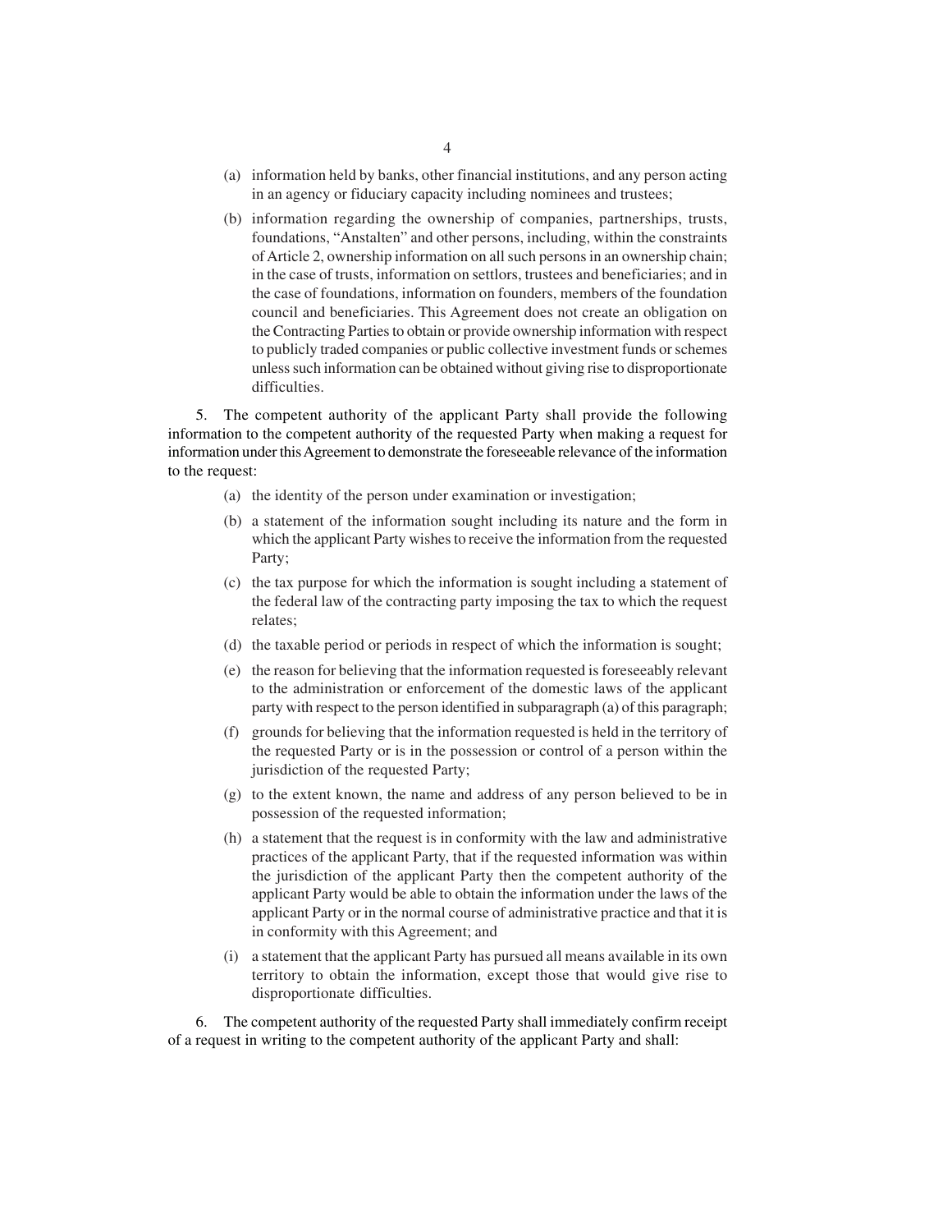(a) information held by banks, other financial institutions, and any person acting in an agency or fiduciary capacity including nominees and trustees;

(b) information regarding the ownership of companies, partnerships, trusts, foundations, "Anstalten" and other persons, including, within the constraints of Article 2, ownership information on all such persons in an ownership chain; in the case of trusts, information on settlors, trustees and beneficiaries; and in the case of foundations, information on founders, members of the foundation council and beneficiaries. This Agreement does not create an obligation on the Contracting Parties to obtain or provide ownership information with respect to publicly traded companies or public collective investment funds or schemes unless such information can be obtained without giving rise to disproportionate difficulties.

5. The competent authority of the applicant Party shall provide the following information to the competent authority of the requested Party when making a request for information under this Agreement to demonstrate the foreseeable relevance of the information to the request:

(a) the identity of the person under examination or investigation;

(b) a statement of the information sought including its nature and the form in which the applicant Party wishes to receive the information from the requested Party;

(c) the tax purpose for which the information is sought including a statement of the federal law of the contracting party imposing the tax to which the request relates;

(d) the taxable period or periods in respect of which the information is sought;

(e) the reason for believing that the information requested is foreseeably relevant to the administration or enforcement of the domestic laws of the applicant party with respect to the person identified in subparagraph (a) of this paragraph;

(f) grounds for believing that the information requested is held in the territory of the requested Party or is in the possession or control of a person within the jurisdiction of the requested Party;

(g) to the extent known, the name and address of any person believed to be in possession of the requested information;

(h) a statement that the request is in conformity with the law and administrative practices of the applicant Party, that if the requested information was within the jurisdiction of the applicant Party then the competent authority of the applicant Party would be able to obtain the information under the laws of the applicant Party or in the normal course of administrative practice and that it is in conformity with this Agreement; and

(i) a statement that the applicant Party has pursued all means available in its own territory to obtain the information, except those that would give rise to disproportionate difficulties.

6. The competent authority of the requested Party shall immediately confirm receipt of a request in writing to the competent authority of the applicant Party and shall: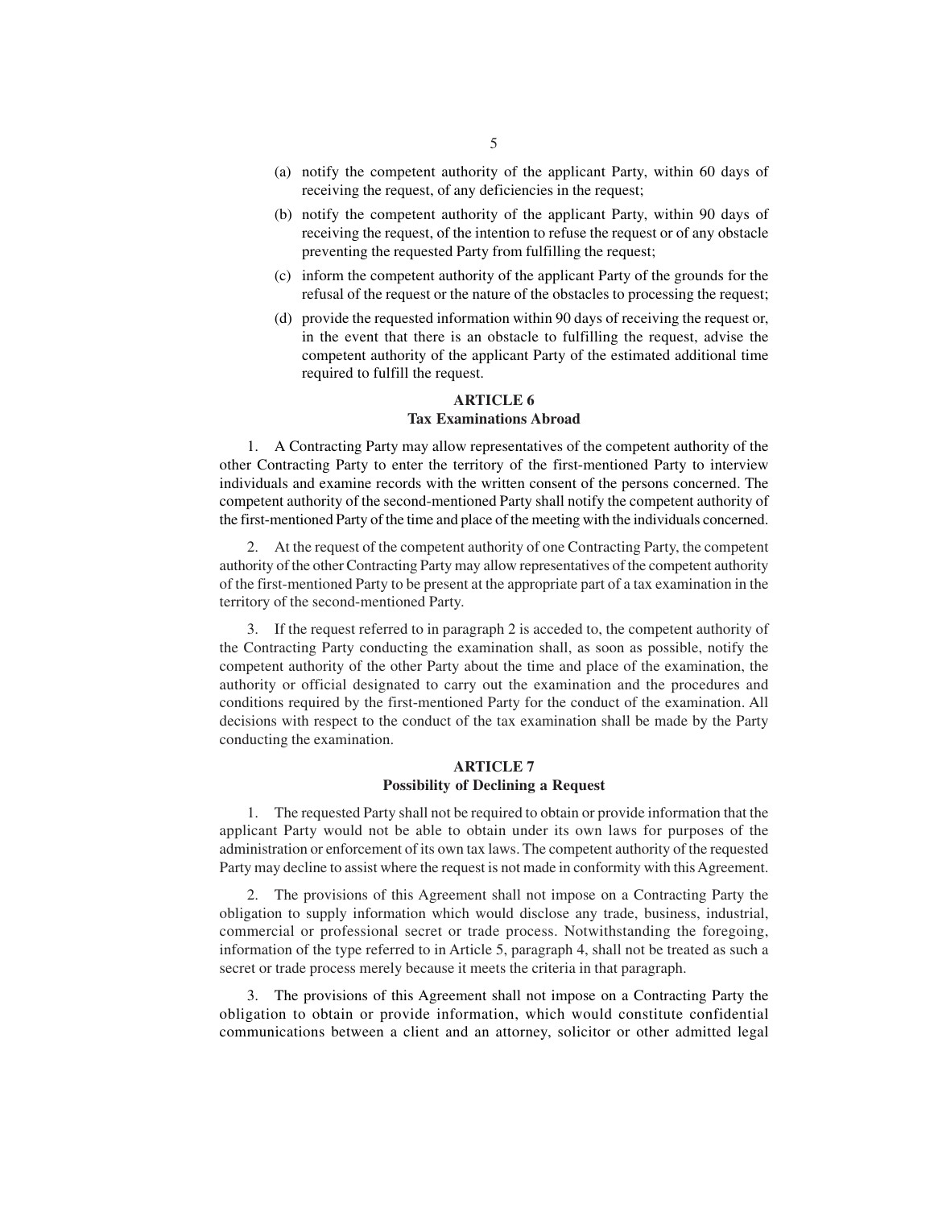(a) notify the competent authority of the applicant Party, within 60 days of receiving the request, of any deficiencies in the request;

(b) notify the competent authority of the applicant Party, within 90 days of receiving the request, of the intention to refuse the request or of any obstacle preventing the requested Party from fulfilling the request;

(c) inform the competent authority of the applicant Party of the grounds for the refusal of the request or the nature of the obstacles to processing the request;

(d) provide the requested information within 90 days of receiving the request or, in the event that there is an obstacle to fulfilling the request, advise the competent authority of the applicant Party of the estimated additional time required to fulfill the request.

## ARTICLE 6
### Tax Examinations Abroad

1. A Contracting Party may allow representatives of the competent authority of the other Contracting Party to enter the territory of the first-mentioned Party to interview individuals and examine records with the written consent of the persons concerned. The competent authority of the second-mentioned Party shall notify the competent authority of the first-mentioned Party of the time and place of the meeting with the individuals concerned.

2. At the request of the competent authority of one Contracting Party, the competent authority of the other Contracting Party may allow representatives of the competent authority of the first-mentioned Party to be present at the appropriate part of a tax examination in the territory of the second-mentioned Party.

3. If the request referred to in paragraph 2 is acceded to, the competent authority of the Contracting Party conducting the examination shall, as soon as possible, notify the competent authority of the other Party about the time and place of the examination, the authority or official designated to carry out the examination and the procedures and conditions required by the first-mentioned Party for the conduct of the examination. All decisions with respect to the conduct of the tax examination shall be made by the Party conducting the examination.

## ARTICLE 7
### Possibility of Declining a Request

1. The requested Party shall not be required to obtain or provide information that the applicant Party would not be able to obtain under its own laws for purposes of the administration or enforcement of its own tax laws. The competent authority of the requested Party may decline to assist where the request is not made in conformity with this Agreement.

2. The provisions of this Agreement shall not impose on a Contracting Party the obligation to supply information which would disclose any trade, business, industrial, commercial or professional secret or trade process. Notwithstanding the foregoing, information of the type referred to in Article 5, paragraph 4, shall not be treated as such a secret or trade process merely because it meets the criteria in that paragraph.

3. The provisions of this Agreement shall not impose on a Contracting Party the obligation to obtain or provide information, which would constitute confidential communications between a client and an attorney, solicitor or other admitted legal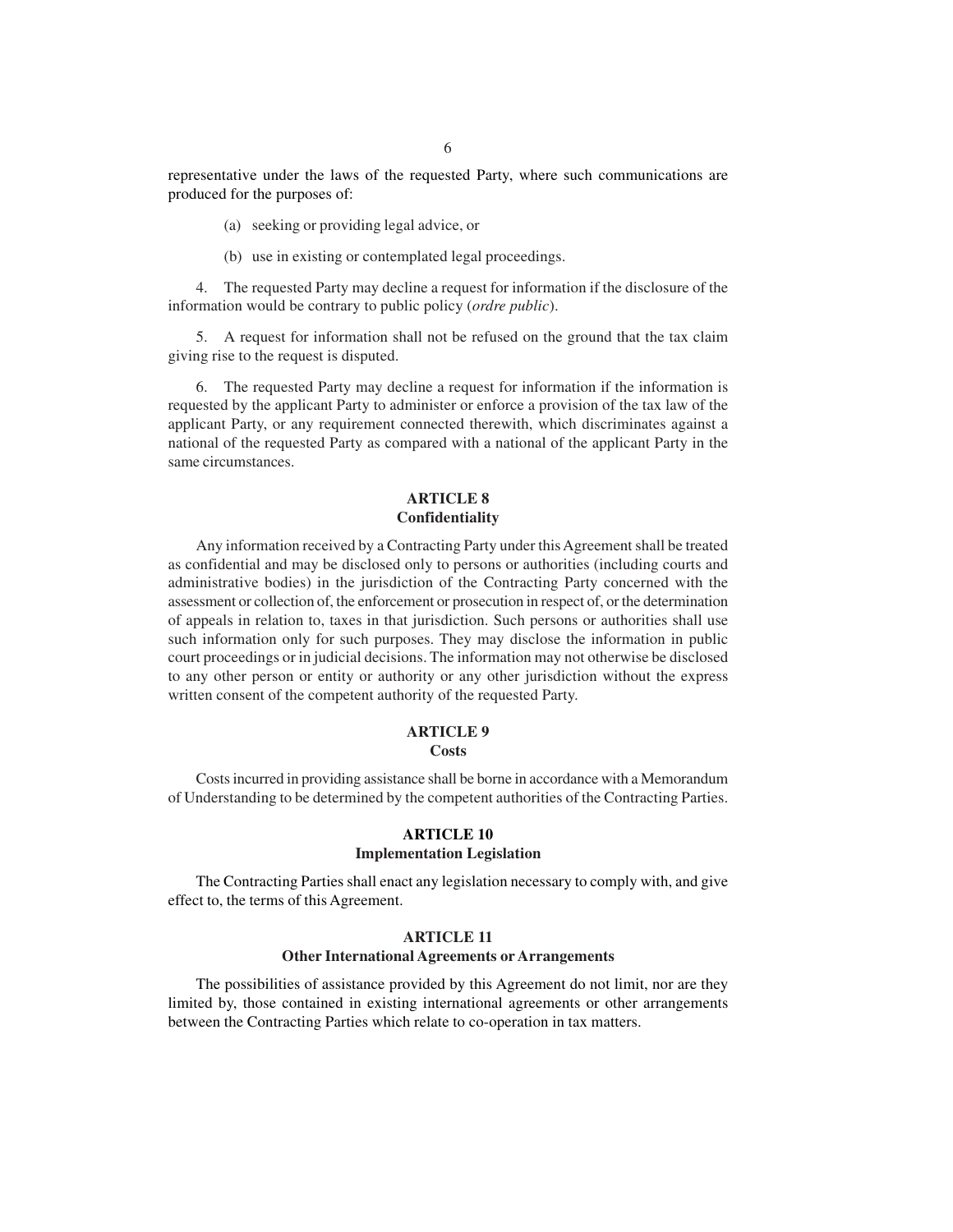representative under the laws of the requested Party, where such communications are produced for the purposes of:

(a) seeking or providing legal advice, or

(b) use in existing or contemplated legal proceedings.

4. The requested Party may decline a request for information if the disclosure of the information would be contrary to public policy (*ordre public*).

5. A request for information shall not be refused on the ground that the tax claim giving rise to the request is disputed.

6. The requested Party may decline a request for information if the information is requested by the applicant Party to administer or enforce a provision of the tax law of the applicant Party, or any requirement connected therewith, which discriminates against a national of the requested Party as compared with a national of the applicant Party in the same circumstances.

## ARTICLE 8
### Confidentiality

Any information received by a Contracting Party under this Agreement shall be treated as confidential and may be disclosed only to persons or authorities (including courts and administrative bodies) in the jurisdiction of the Contracting Party concerned with the assessment or collection of, the enforcement or prosecution in respect of, or the determination of appeals in relation to, taxes in that jurisdiction. Such persons or authorities shall use such information only for such purposes. They may disclose the information in public court proceedings or in judicial decisions. The information may not otherwise be disclosed to any other person or entity or authority or any other jurisdiction without the express written consent of the competent authority of the requested Party.

## ARTICLE 9
### Costs

Costs incurred in providing assistance shall be borne in accordance with a Memorandum of Understanding to be determined by the competent authorities of the Contracting Parties.

## ARTICLE 10
### Implementation Legislation

The Contracting Parties shall enact any legislation necessary to comply with, and give effect to, the terms of this Agreement.

## ARTICLE 11
### Other International Agreements or Arrangements

The possibilities of assistance provided by this Agreement do not limit, nor are they limited by, those contained in existing international agreements or other arrangements between the Contracting Parties which relate to co-operation in tax matters.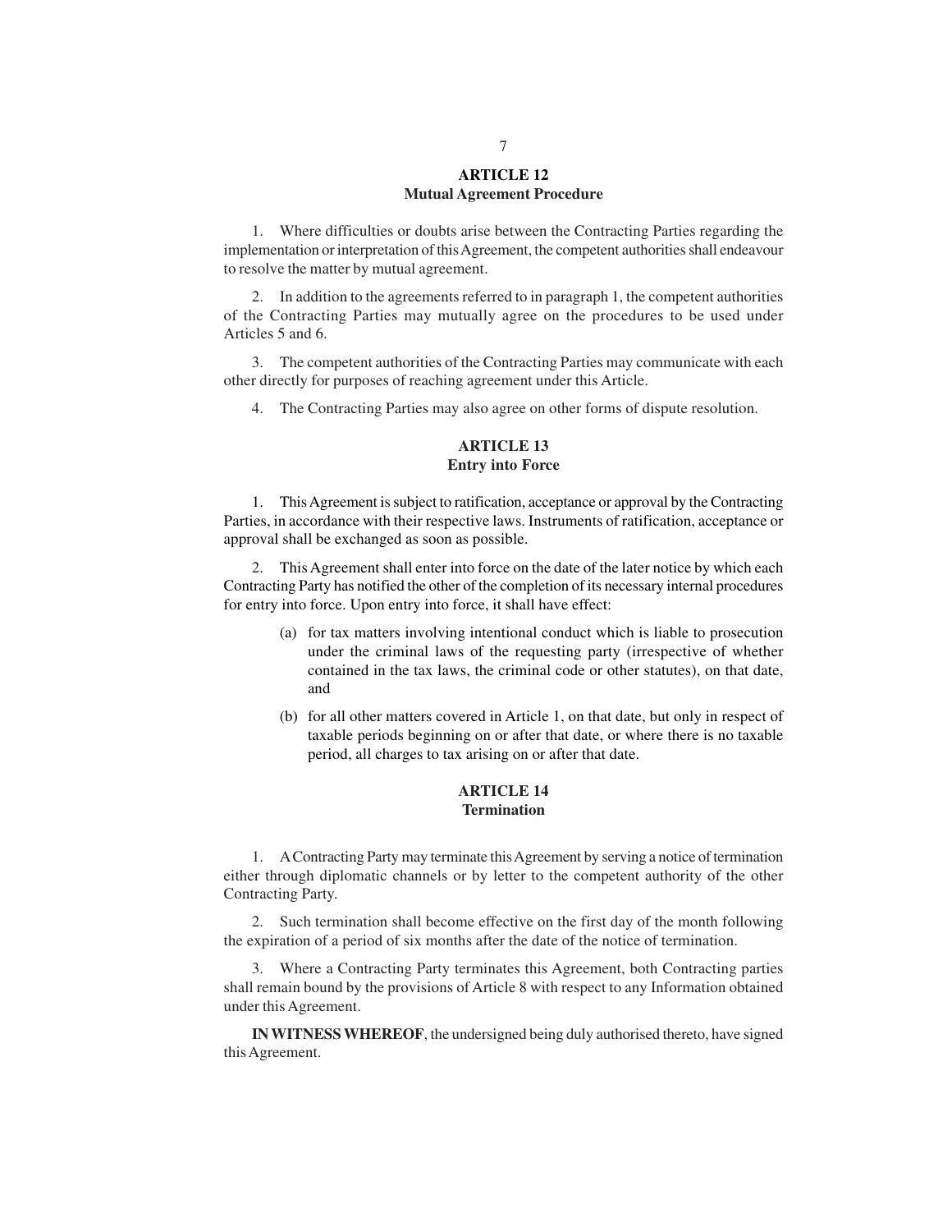## ARTICLE 12
## Mutual Agreement Procedure

1. Where difficulties or doubts arise between the Contracting Parties regarding the implementation or interpretation of this Agreement, the competent authorities shall endeavour to resolve the matter by mutual agreement.

2. In addition to the agreements referred to in paragraph 1, the competent authorities of the Contracting Parties may mutually agree on the procedures to be used under Articles 5 and 6.

3. The competent authorities of the Contracting Parties may communicate with each other directly for purposes of reaching agreement under this Article.

4. The Contracting Parties may also agree on other forms of dispute resolution.

## ARTICLE 13
## Entry into Force

1. This Agreement is subject to ratification, acceptance or approval by the Contracting Parties, in accordance with their respective laws. Instruments of ratification, acceptance or approval shall be exchanged as soon as possible.

2. This Agreement shall enter into force on the date of the later notice by which each Contracting Party has notified the other of the completion of its necessary internal procedures for entry into force. Upon entry into force, it shall have effect:

(a) for tax matters involving intentional conduct which is liable to prosecution under the criminal laws of the requesting party (irrespective of whether contained in the tax laws, the criminal code or other statutes), on that date, and

(b) for all other matters covered in Article 1, on that date, but only in respect of taxable periods beginning on or after that date, or where there is no taxable period, all charges to tax arising on or after that date.

## ARTICLE 14
## Termination

1. A Contracting Party may terminate this Agreement by serving a notice of termination either through diplomatic channels or by letter to the competent authority of the other Contracting Party.

2. Such termination shall become effective on the first day of the month following the expiration of a period of six months after the date of the notice of termination.

3. Where a Contracting Party terminates this Agreement, both Contracting parties shall remain bound by the provisions of Article 8 with respect to any Information obtained under this Agreement.

**IN WITNESS WHEREOF**, the undersigned being duly authorised thereto, have signed this Agreement.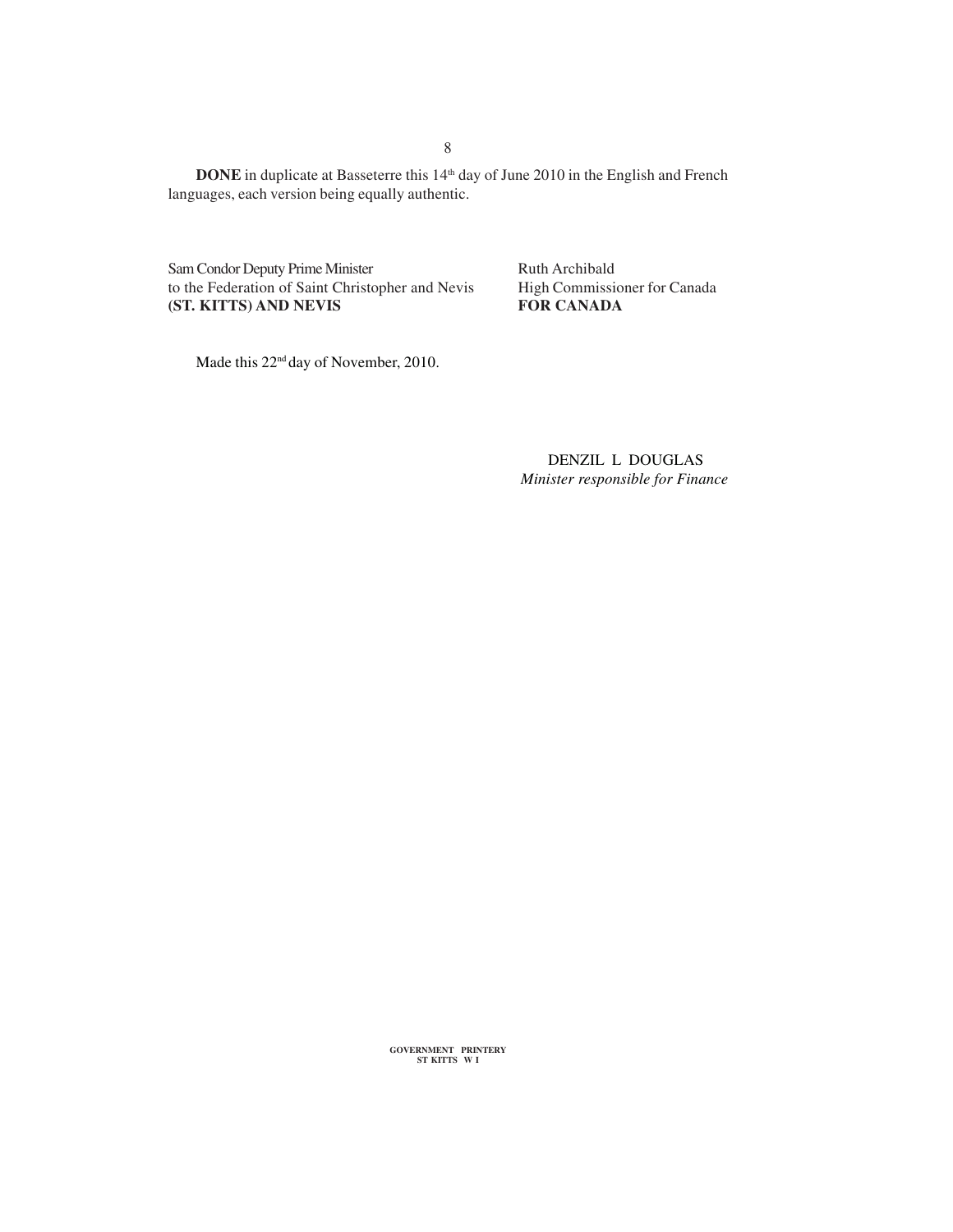**DONE** in duplicate at Basseterre this 14th day of June 2010 in the English and French languages, each version being equally authentic.

| | |
|---|---|
| Sam Condor Deputy Prime Minister to the Federation of Saint Christopher and Nevis **(ST. KITTS) AND NEVIS** | Ruth Archibald High Commissioner for Canada **FOR CANADA** |

Made this 22nd day of November, 2010.

DENZIL L DOUGLAS
*Minister responsible for Finance*

GOVERNMENT PRINTERY
ST KITTS W I